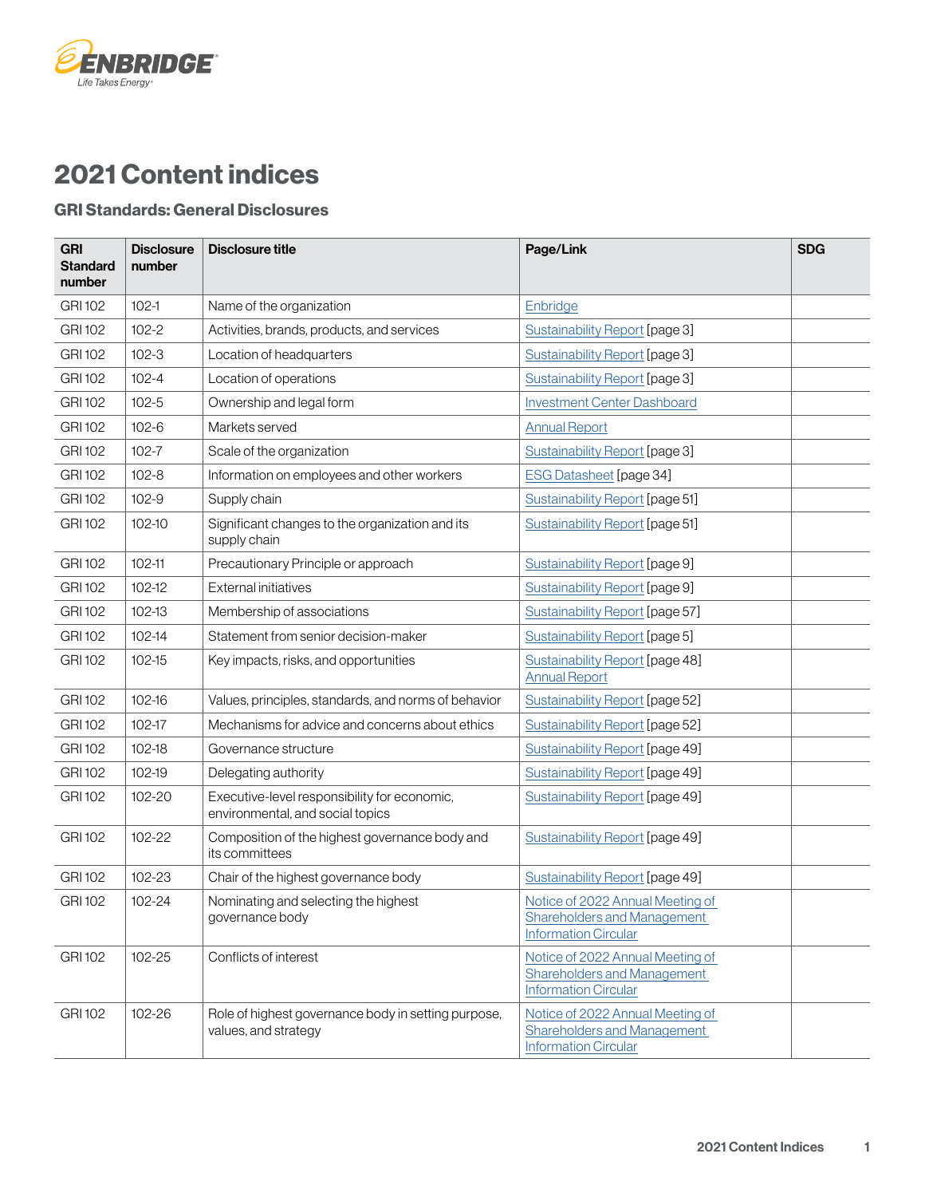# 2021 Content indices

## GRI Standards: General Disclosures

| GRI Standard number | Disclosure number | Disclosure title | Page/Link | SDG |
|---|---|---|---|---|
| GRI 102 | 102-1 | Name of the organization | Enbridge | |
| GRI 102 | 102-2 | Activities, brands, products, and services | Sustainability Report [page 3] | |
| GRI 102 | 102-3 | Location of headquarters | Sustainability Report [page 3] | |
| GRI 102 | 102-4 | Location of operations | Sustainability Report [page 3] | |
| GRI 102 | 102-5 | Ownership and legal form | Investment Center Dashboard | |
| GRI 102 | 102-6 | Markets served | Annual Report | |
| GRI 102 | 102-7 | Scale of the organization | Sustainability Report [page 3] | |
| GRI 102 | 102-8 | Information on employees and other workers | ESG Datasheet [page 34] | |
| GRI 102 | 102-9 | Supply chain | Sustainability Report [page 51] | |
| GRI 102 | 102-10 | Significant changes to the organization and its supply chain | Sustainability Report [page 51] | |
| GRI 102 | 102-11 | Precautionary Principle or approach | Sustainability Report [page 9] | |
| GRI 102 | 102-12 | External initiatives | Sustainability Report [page 9] | |
| GRI 102 | 102-13 | Membership of associations | Sustainability Report [page 57] | |
| GRI 102 | 102-14 | Statement from senior decision-maker | Sustainability Report [page 5] | |
| GRI 102 | 102-15 | Key impacts, risks, and opportunities | Sustainability Report [page 48] Annual Report | |
| GRI 102 | 102-16 | Values, principles, standards, and norms of behavior | Sustainability Report [page 52] | |
| GRI 102 | 102-17 | Mechanisms for advice and concerns about ethics | Sustainability Report [page 52] | |
| GRI 102 | 102-18 | Governance structure | Sustainability Report [page 49] | |
| GRI 102 | 102-19 | Delegating authority | Sustainability Report [page 49] | |
| GRI 102 | 102-20 | Executive-level responsibility for economic, environmental, and social topics | Sustainability Report [page 49] | |
| GRI 102 | 102-22 | Composition of the highest governance body and its committees | Sustainability Report [page 49] | |
| GRI 102 | 102-23 | Chair of the highest governance body | Sustainability Report [page 49] | |
| GRI 102 | 102-24 | Nominating and selecting the highest governance body | Notice of 2022 Annual Meeting of Shareholders and Management Information Circular | |
| GRI 102 | 102-25 | Conflicts of interest | Notice of 2022 Annual Meeting of Shareholders and Management Information Circular | |
| GRI 102 | 102-26 | Role of highest governance body in setting purpose, values, and strategy | Notice of 2022 Annual Meeting of Shareholders and Management Information Circular | |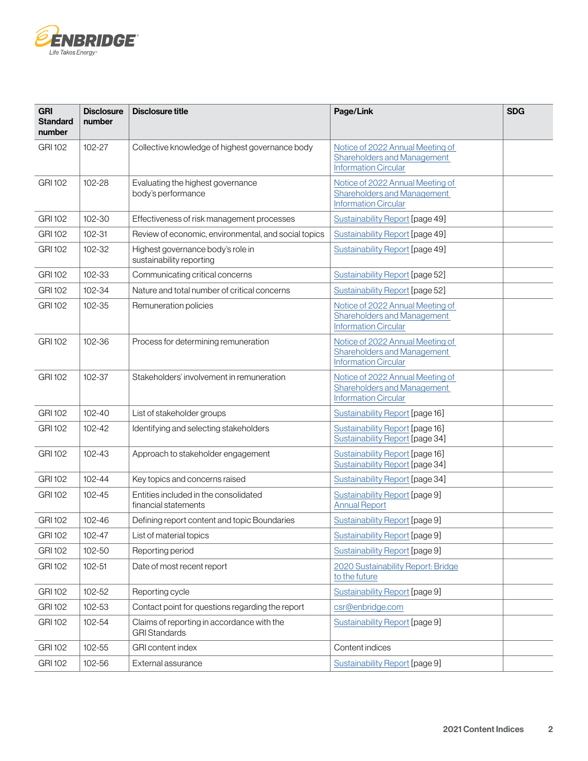| GRI Standard number | Disclosure number | Disclosure title | Page/Link | SDG |
|---|---|---|---|---|
| GRI 102 | 102-27 | Collective knowledge of highest governance body | Notice of 2022 Annual Meeting of Shareholders and Management Information Circular | |
| GRI 102 | 102-28 | Evaluating the highest governance body's performance | Notice of 2022 Annual Meeting of Shareholders and Management Information Circular | |
| GRI 102 | 102-30 | Effectiveness of risk management processes | Sustainability Report [page 49] | |
| GRI 102 | 102-31 | Review of economic, environmental, and social topics | Sustainability Report [page 49] | |
| GRI 102 | 102-32 | Highest governance body's role in sustainability reporting | Sustainability Report [page 49] | |
| GRI 102 | 102-33 | Communicating critical concerns | Sustainability Report [page 52] | |
| GRI 102 | 102-34 | Nature and total number of critical concerns | Sustainability Report [page 52] | |
| GRI 102 | 102-35 | Remuneration policies | Notice of 2022 Annual Meeting of Shareholders and Management Information Circular | |
| GRI 102 | 102-36 | Process for determining remuneration | Notice of 2022 Annual Meeting of Shareholders and Management Information Circular | |
| GRI 102 | 102-37 | Stakeholders' involvement in remuneration | Notice of 2022 Annual Meeting of Shareholders and Management Information Circular | |
| GRI 102 | 102-40 | List of stakeholder groups | Sustainability Report [page 16] | |
| GRI 102 | 102-42 | Identifying and selecting stakeholders | Sustainability Report [page 16]<br>Sustainability Report [page 34] | |
| GRI 102 | 102-43 | Approach to stakeholder engagement | Sustainability Report [page 16]<br>Sustainability Report [page 34] | |
| GRI 102 | 102-44 | Key topics and concerns raised | Sustainability Report [page 34] | |
| GRI 102 | 102-45 | Entities included in the consolidated financial statements | Sustainability Report [page 9]<br>Annual Report | |
| GRI 102 | 102-46 | Defining report content and topic Boundaries | Sustainability Report [page 9] | |
| GRI 102 | 102-47 | List of material topics | Sustainability Report [page 9] | |
| GRI 102 | 102-50 | Reporting period | Sustainability Report [page 9] | |
| GRI 102 | 102-51 | Date of most recent report | 2020 Sustainability Report: Bridge to the future | |
| GRI 102 | 102-52 | Reporting cycle | Sustainability Report [page 9] | |
| GRI 102 | 102-53 | Contact point for questions regarding the report | csr@enbridge.com | |
| GRI 102 | 102-54 | Claims of reporting in accordance with the GRI Standards | Sustainability Report [page 9] | |
| GRI 102 | 102-55 | GRI content index | Content indices | |
| GRI 102 | 102-56 | External assurance | Sustainability Report [page 9] | |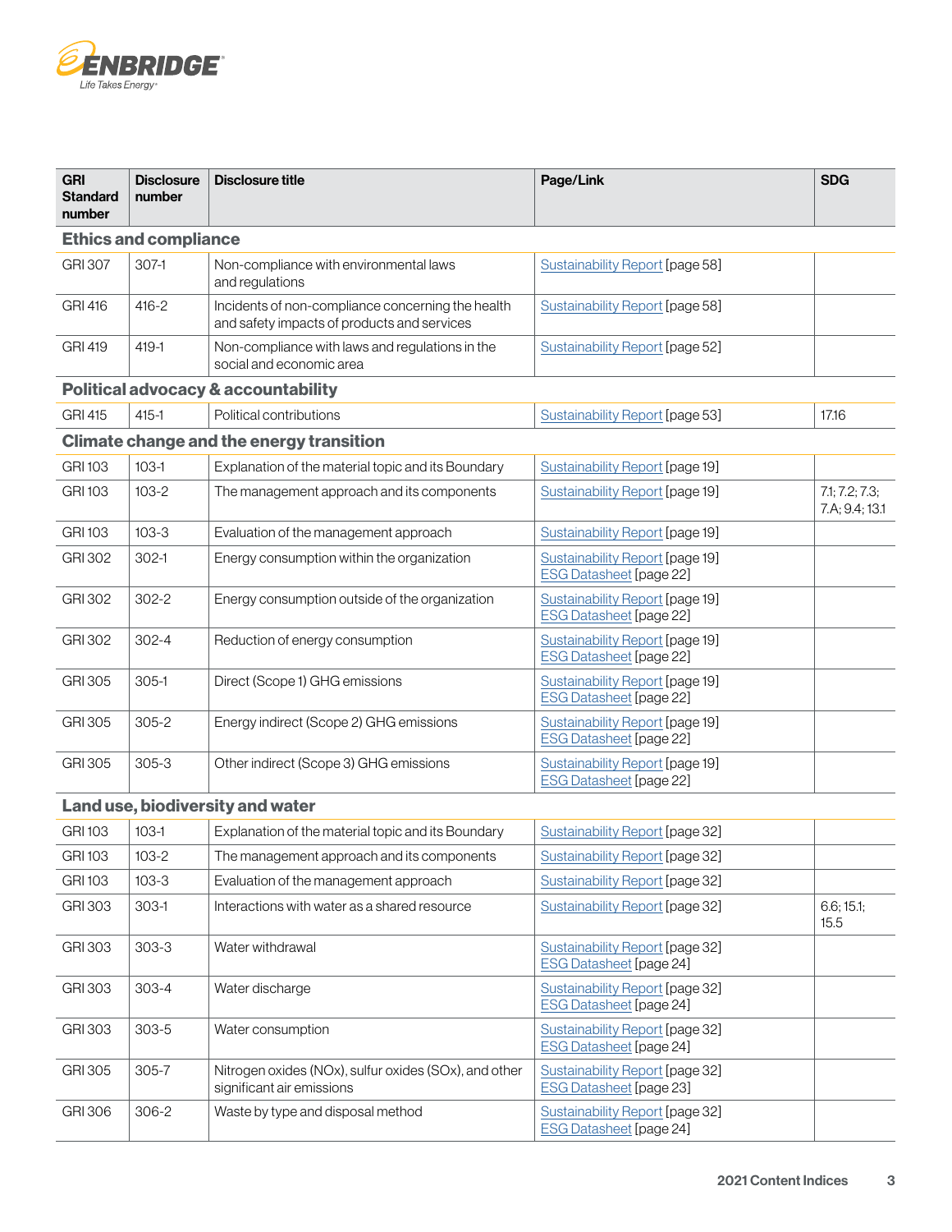| GRI Standard number | Disclosure number | Disclosure title | Page/Link | SDG |
|---|---|---|---|---|
| **Ethics and compliance** | | | | |
| GRI 307 | 307-1 | Non-compliance with environmental laws and regulations | Sustainability Report [page 58] | |
| GRI 416 | 416-2 | Incidents of non-compliance concerning the health and safety impacts of products and services | Sustainability Report [page 58] | |
| GRI 419 | 419-1 | Non-compliance with laws and regulations in the social and economic area | Sustainability Report [page 52] | |
| **Political advocacy & accountability** | | | | |
| GRI 415 | 415-1 | Political contributions | Sustainability Report [page 53] | 17.16 |
| **Climate change and the energy transition** | | | | |
| GRI 103 | 103-1 | Explanation of the material topic and its Boundary | Sustainability Report [page 19] | |
| GRI 103 | 103-2 | The management approach and its components | Sustainability Report [page 19] | 7.1; 7.2; 7.3; 7.A; 9.4; 13.1 |
| GRI 103 | 103-3 | Evaluation of the management approach | Sustainability Report [page 19] | |
| GRI 302 | 302-1 | Energy consumption within the organization | Sustainability Report [page 19] ESG Datasheet [page 22] | |
| GRI 302 | 302-2 | Energy consumption outside of the organization | Sustainability Report [page 19] ESG Datasheet [page 22] | |
| GRI 302 | 302-4 | Reduction of energy consumption | Sustainability Report [page 19] ESG Datasheet [page 22] | |
| GRI 305 | 305-1 | Direct (Scope 1) GHG emissions | Sustainability Report [page 19] ESG Datasheet [page 22] | |
| GRI 305 | 305-2 | Energy indirect (Scope 2) GHG emissions | Sustainability Report [page 19] ESG Datasheet [page 22] | |
| GRI 305 | 305-3 | Other indirect (Scope 3) GHG emissions | Sustainability Report [page 19] ESG Datasheet [page 22] | |
| **Land use, biodiversity and water** | | | | |
| GRI 103 | 103-1 | Explanation of the material topic and its Boundary | Sustainability Report [page 32] | |
| GRI 103 | 103-2 | The management approach and its components | Sustainability Report [page 32] | |
| GRI 103 | 103-3 | Evaluation of the management approach | Sustainability Report [page 32] | |
| GRI 303 | 303-1 | Interactions with water as a shared resource | Sustainability Report [page 32] | 6.6; 15.1; 15.5 |
| GRI 303 | 303-3 | Water withdrawal | Sustainability Report [page 32] ESG Datasheet [page 24] | |
| GRI 303 | 303-4 | Water discharge | Sustainability Report [page 32] ESG Datasheet [page 24] | |
| GRI 303 | 303-5 | Water consumption | Sustainability Report [page 32] ESG Datasheet [page 24] | |
| GRI 305 | 305-7 | Nitrogen oxides (NOx), sulfur oxides (SOx), and other significant air emissions | Sustainability Report [page 32] ESG Datasheet [page 23] | |
| GRI 306 | 306-2 | Waste by type and disposal method | Sustainability Report [page 32] ESG Datasheet [page 24] | |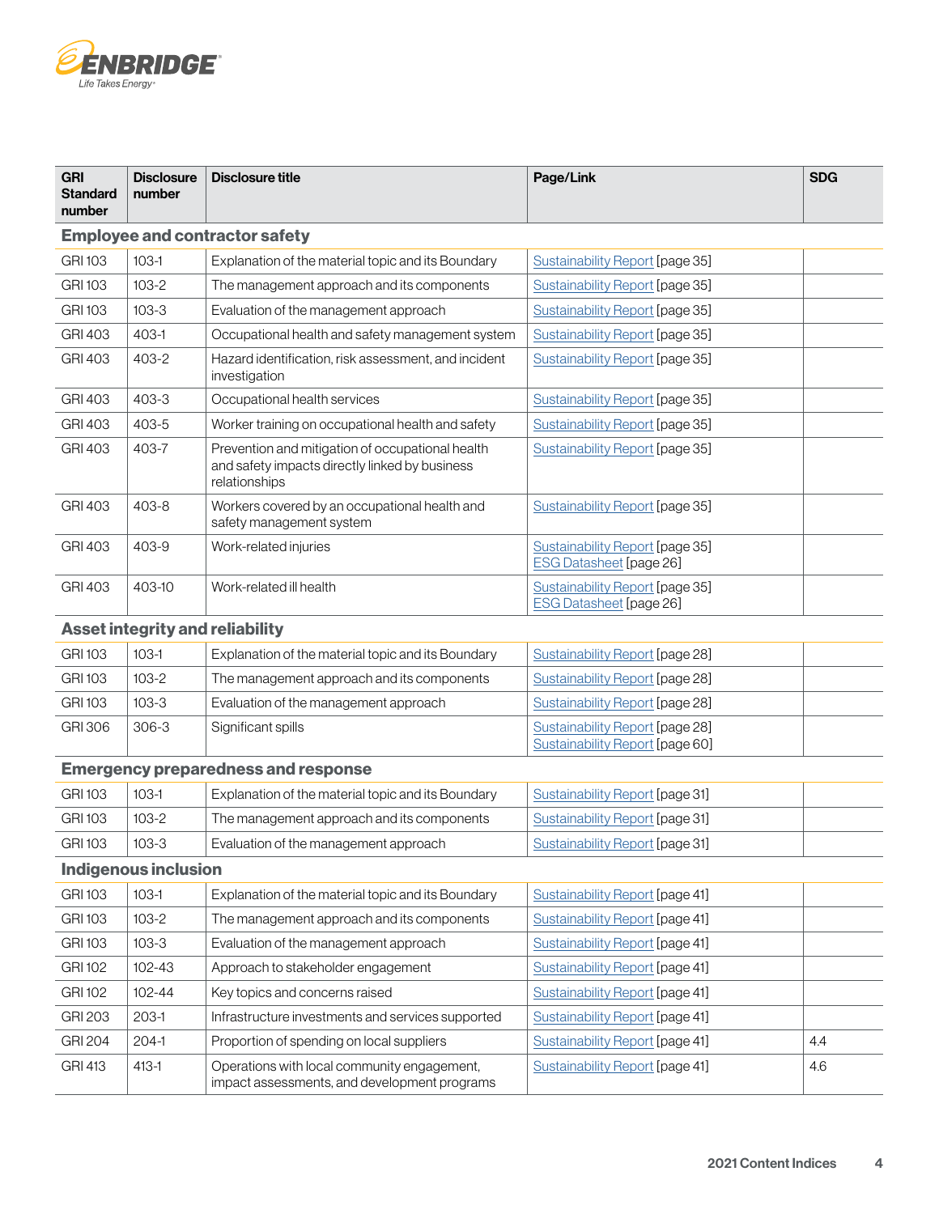| GRI Standard number | Disclosure number | Disclosure title | Page/Link | SDG |
|---|---|---|---|---|
| **Employee and contractor safety** | | | | |
| GRI 103 | 103-1 | Explanation of the material topic and its Boundary | Sustainability Report [page 35] | |
| GRI 103 | 103-2 | The management approach and its components | Sustainability Report [page 35] | |
| GRI 103 | 103-3 | Evaluation of the management approach | Sustainability Report [page 35] | |
| GRI 403 | 403-1 | Occupational health and safety management system | Sustainability Report [page 35] | |
| GRI 403 | 403-2 | Hazard identification, risk assessment, and incident investigation | Sustainability Report [page 35] | |
| GRI 403 | 403-3 | Occupational health services | Sustainability Report [page 35] | |
| GRI 403 | 403-5 | Worker training on occupational health and safety | Sustainability Report [page 35] | |
| GRI 403 | 403-7 | Prevention and mitigation of occupational health and safety impacts directly linked by business relationships | Sustainability Report [page 35] | |
| GRI 403 | 403-8 | Workers covered by an occupational health and safety management system | Sustainability Report [page 35] | |
| GRI 403 | 403-9 | Work-related injuries | Sustainability Report [page 35]<br>ESG Datasheet [page 26] | |
| GRI 403 | 403-10 | Work-related ill health | Sustainability Report [page 35]<br>ESG Datasheet [page 26] | |
| **Asset integrity and reliability** | | | | |
| GRI 103 | 103-1 | Explanation of the material topic and its Boundary | Sustainability Report [page 28] | |
| GRI 103 | 103-2 | The management approach and its components | Sustainability Report [page 28] | |
| GRI 103 | 103-3 | Evaluation of the management approach | Sustainability Report [page 28] | |
| GRI 306 | 306-3 | Significant spills | Sustainability Report [page 28]<br>Sustainability Report [page 60] | |
| **Emergency preparedness and response** | | | | |
| GRI 103 | 103-1 | Explanation of the material topic and its Boundary | Sustainability Report [page 31] | |
| GRI 103 | 103-2 | The management approach and its components | Sustainability Report [page 31] | |
| GRI 103 | 103-3 | Evaluation of the management approach | Sustainability Report [page 31] | |
| **Indigenous inclusion** | | | | |
| GRI 103 | 103-1 | Explanation of the material topic and its Boundary | Sustainability Report [page 41] | |
| GRI 103 | 103-2 | The management approach and its components | Sustainability Report [page 41] | |
| GRI 103 | 103-3 | Evaluation of the management approach | Sustainability Report [page 41] | |
| GRI 102 | 102-43 | Approach to stakeholder engagement | Sustainability Report [page 41] | |
| GRI 102 | 102-44 | Key topics and concerns raised | Sustainability Report [page 41] | |
| GRI 203 | 203-1 | Infrastructure investments and services supported | Sustainability Report [page 41] | |
| GRI 204 | 204-1 | Proportion of spending on local suppliers | Sustainability Report [page 41] | 4.4 |
| GRI 413 | 413-1 | Operations with local community engagement, impact assessments, and development programs | Sustainability Report [page 41] | 4.6 |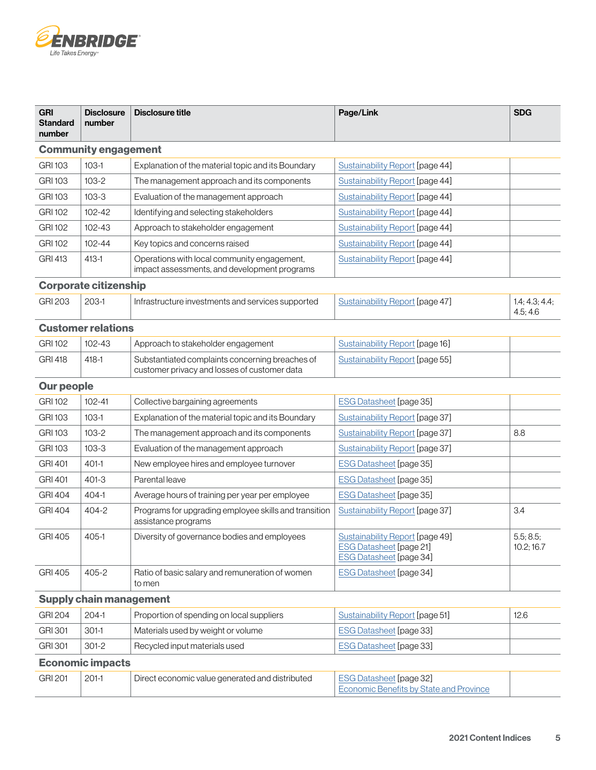| GRI Standard number | Disclosure number | Disclosure title | Page/Link | SDG |
|---|---|---|---|---|
| **Community engagement** | | | | |
| GRI 103 | 103-1 | Explanation of the material topic and its Boundary | Sustainability Report [page 44] | |
| GRI 103 | 103-2 | The management approach and its components | Sustainability Report [page 44] | |
| GRI 103 | 103-3 | Evaluation of the management approach | Sustainability Report [page 44] | |
| GRI 102 | 102-42 | Identifying and selecting stakeholders | Sustainability Report [page 44] | |
| GRI 102 | 102-43 | Approach to stakeholder engagement | Sustainability Report [page 44] | |
| GRI 102 | 102-44 | Key topics and concerns raised | Sustainability Report [page 44] | |
| GRI 413 | 413-1 | Operations with local community engagement, impact assessments, and development programs | Sustainability Report [page 44] | |
| **Corporate citizenship** | | | | |
| GRI 203 | 203-1 | Infrastructure investments and services supported | Sustainability Report [page 47] | 1.4; 4.3; 4.4; 4.5; 4.6 |
| **Customer relations** | | | | |
| GRI 102 | 102-43 | Approach to stakeholder engagement | Sustainability Report [page 16] | |
| GRI 418 | 418-1 | Substantiated complaints concerning breaches of customer privacy and losses of customer data | Sustainability Report [page 55] | |
| **Our people** | | | | |
| GRI 102 | 102-41 | Collective bargaining agreements | ESG Datasheet [page 35] | |
| GRI 103 | 103-1 | Explanation of the material topic and its Boundary | Sustainability Report [page 37] | |
| GRI 103 | 103-2 | The management approach and its components | Sustainability Report [page 37] | 8.8 |
| GRI 103 | 103-3 | Evaluation of the management approach | Sustainability Report [page 37] | |
| GRI 401 | 401-1 | New employee hires and employee turnover | ESG Datasheet [page 35] | |
| GRI 401 | 401-3 | Parental leave | ESG Datasheet [page 35] | |
| GRI 404 | 404-1 | Average hours of training per year per employee | ESG Datasheet [page 35] | |
| GRI 404 | 404-2 | Programs for upgrading employee skills and transition assistance programs | Sustainability Report [page 37] | 3.4 |
| GRI 405 | 405-1 | Diversity of governance bodies and employees | Sustainability Report [page 49]<br>ESG Datasheet [page 21]<br>ESG Datasheet [page 34] | 5.5; 8.5; 10.2; 16.7 |
| GRI 405 | 405-2 | Ratio of basic salary and remuneration of women to men | ESG Datasheet [page 34] | |
| **Supply chain management** | | | | |
| GRI 204 | 204-1 | Proportion of spending on local suppliers | Sustainability Report [page 51] | 12.6 |
| GRI 301 | 301-1 | Materials used by weight or volume | ESG Datasheet [page 33] | |
| GRI 301 | 301-2 | Recycled input materials used | ESG Datasheet [page 33] | |
| **Economic impacts** | | | | |
| GRI 201 | 201-1 | Direct economic value generated and distributed | ESG Datasheet [page 32]<br>Economic Benefits by State and Province | |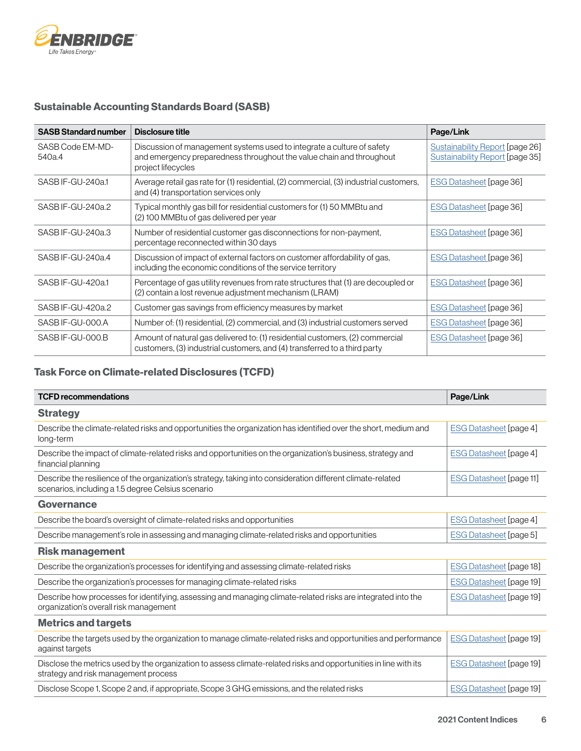## Sustainable Accounting Standards Board (SASB)

| SASB Standard number | Disclosure title | Page/Link |
|---|---|---|
| SASB Code EM-MD-540a.4 | Discussion of management systems used to integrate a culture of safety and emergency preparedness throughout the value chain and throughout project lifecycles | Sustainability Report [page 26] Sustainability Report [page 35] |
| SASB IF-GU-240a.1 | Average retail gas rate for (1) residential, (2) commercial, (3) industrial customers, and (4) transportation services only | ESG Datasheet [page 36] |
| SASB IF-GU-240a.2 | Typical monthly gas bill for residential customers for (1) 50 MMBtu and (2) 100 MMBtu of gas delivered per year | ESG Datasheet [page 36] |
| SASB IF-GU-240a.3 | Number of residential customer gas disconnections for non-payment, percentage reconnected within 30 days | ESG Datasheet [page 36] |
| SASB IF-GU-240a.4 | Discussion of impact of external factors on customer affordability of gas, including the economic conditions of the service territory | ESG Datasheet [page 36] |
| SASB IF-GU-420a.1 | Percentage of gas utility revenues from rate structures that (1) are decoupled or (2) contain a lost revenue adjustment mechanism (LRAM) | ESG Datasheet [page 36] |
| SASB IF-GU-420a.2 | Customer gas savings from efficiency measures by market | ESG Datasheet [page 36] |
| SASB IF-GU-000.A | Number of: (1) residential, (2) commercial, and (3) industrial customers served | ESG Datasheet [page 36] |
| SASB IF-GU-000.B | Amount of natural gas delivered to: (1) residential customers, (2) commercial customers, (3) industrial customers, and (4) transferred to a third party | ESG Datasheet [page 36] |

## Task Force on Climate-related Disclosures (TCFD)

| TCFD recommendations | Page/Link |
|---|---|
| **Strategy** | |
| Describe the climate-related risks and opportunities the organization has identified over the short, medium and long-term | ESG Datasheet [page 4] |
| Describe the impact of climate-related risks and opportunities on the organization's business, strategy and financial planning | ESG Datasheet [page 4] |
| Describe the resilience of the organization's strategy, taking into consideration different climate-related scenarios, including a 1.5 degree Celsius scenario | ESG Datasheet [page 11] |
| **Governance** | |
| Describe the board's oversight of climate-related risks and opportunities | ESG Datasheet [page 4] |
| Describe management's role in assessing and managing climate-related risks and opportunities | ESG Datasheet [page 5] |
| **Risk management** | |
| Describe the organization's processes for identifying and assessing climate-related risks | ESG Datasheet [page 18] |
| Describe the organization's processes for managing climate-related risks | ESG Datasheet [page 19] |
| Describe how processes for identifying, assessing and managing climate-related risks are integrated into the organization's overall risk management | ESG Datasheet [page 19] |
| **Metrics and targets** | |
| Describe the targets used by the organization to manage climate-related risks and opportunities and performance against targets | ESG Datasheet [page 19] |
| Disclose the metrics used by the organization to assess climate-related risks and opportunities in line with its strategy and risk management process | ESG Datasheet [page 19] |
| Disclose Scope 1, Scope 2 and, if appropriate, Scope 3 GHG emissions, and the related risks | ESG Datasheet [page 19] |